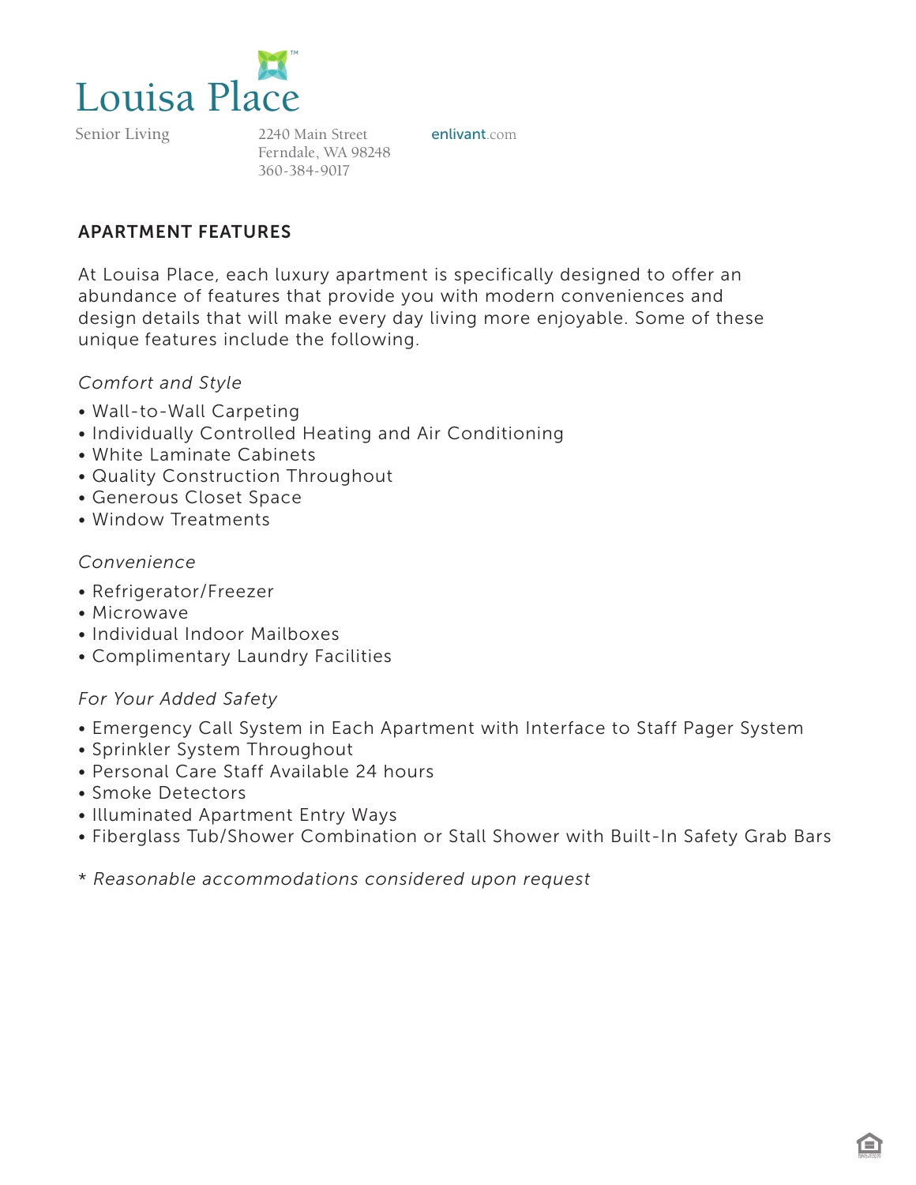# Louisa Place

Senior Living

2240 Main Street
Ferndale, WA 98248
360-384-9017

enlivant.com

## APARTMENT FEATURES

At Louisa Place, each luxury apartment is specifically designed to offer an abundance of features that provide you with modern conveniences and design details that will make every day living more enjoyable. Some of these unique features include the following.

*Comfort and Style*

- Wall-to-Wall Carpeting
- Individually Controlled Heating and Air Conditioning
- White Laminate Cabinets
- Quality Construction Throughout
- Generous Closet Space
- Window Treatments

*Convenience*

- Refrigerator/Freezer
- Microwave
- Individual Indoor Mailboxes
- Complimentary Laundry Facilities

*For Your Added Safety*

- Emergency Call System in Each Apartment with Interface to Staff Pager System
- Sprinkler System Throughout
- Personal Care Staff Available 24 hours
- Smoke Detectors
- Illuminated Apartment Entry Ways
- Fiberglass Tub/Shower Combination or Stall Shower with Built-In Safety Grab Bars

\* *Reasonable accommodations considered upon request*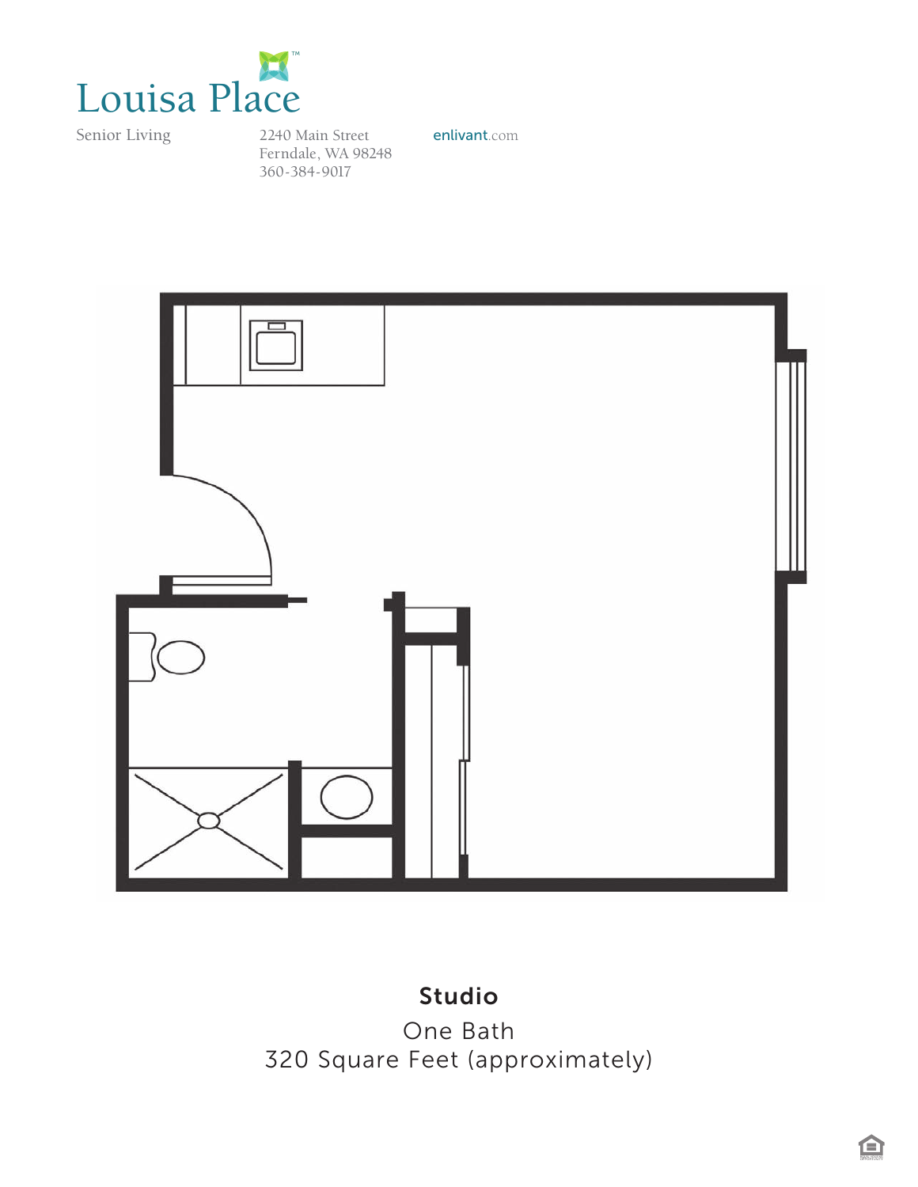# Louisa Place

Senior Living

2240 Main Street
Ferndale, WA 98248
360-384-9017

enlivant.com

**Studio**

One Bath
320 Square Feet (approximately)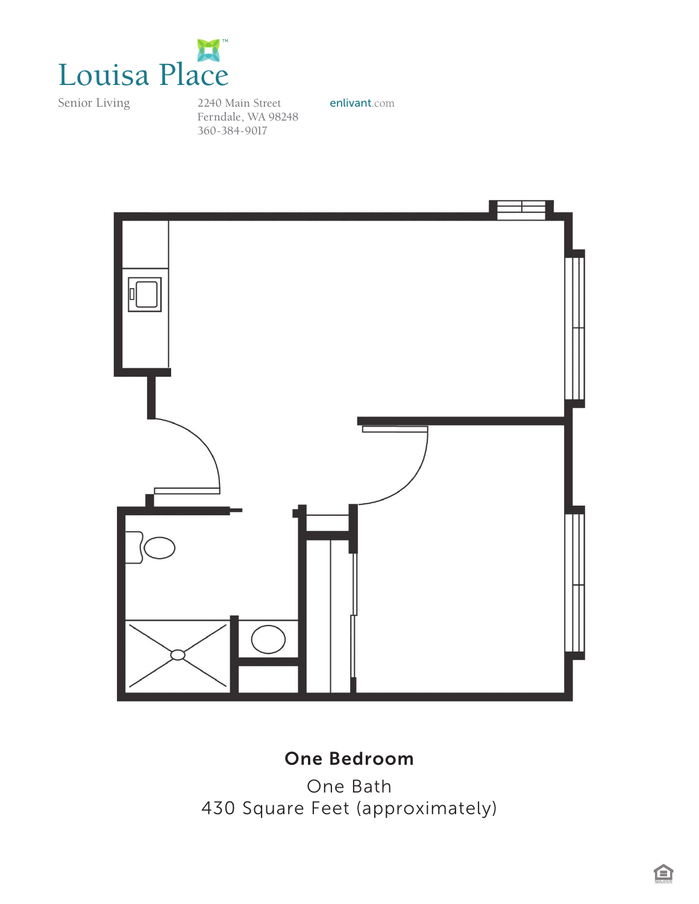# Louisa Place

Senior Living

2240 Main Street
Ferndale, WA 98248
360-384-9017

enlivant.com

## One Bedroom

One Bath
430 Square Feet (approximately)